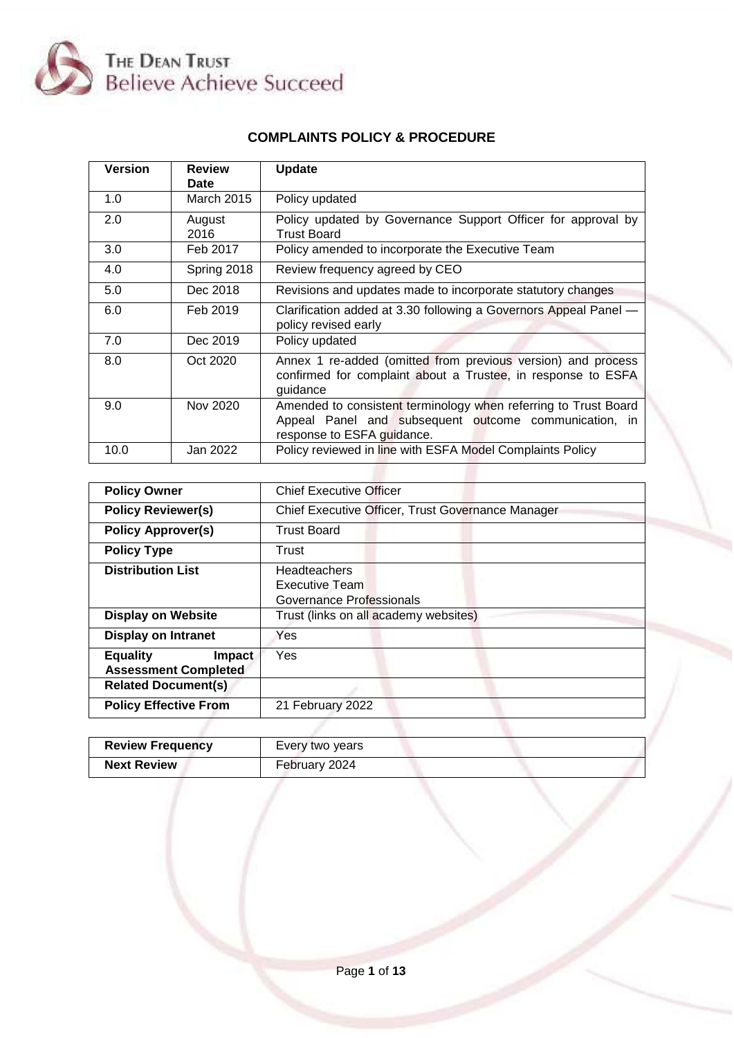THE DEAN TRUST
Believe Achieve Succeed

# COMPLAINTS POLICY & PROCEDURE

| Version | Review Date | Update |
|---|---|---|
| 1.0 | March 2015 | Policy updated |
| 2.0 | August 2016 | Policy updated by Governance Support Officer for approval by Trust Board |
| 3.0 | Feb 2017 | Policy amended to incorporate the Executive Team |
| 4.0 | Spring 2018 | Review frequency agreed by CEO |
| 5.0 | Dec 2018 | Revisions and updates made to incorporate statutory changes |
| 6.0 | Feb 2019 | Clarification added at 3.30 following a Governors Appeal Panel — policy revised early |
| 7.0 | Dec 2019 | Policy updated |
| 8.0 | Oct 2020 | Annex 1 re-added (omitted from previous version) and process confirmed for complaint about a Trustee, in response to ESFA guidance |
| 9.0 | Nov 2020 | Amended to consistent terminology when referring to Trust Board Appeal Panel and subsequent outcome communication, in response to ESFA guidance. |
| 10.0 | Jan 2022 | Policy reviewed in line with ESFA Model Complaints Policy |

| | |
|---|---|
| **Policy Owner** | Chief Executive Officer |
| **Policy Reviewer(s)** | Chief Executive Officer, Trust Governance Manager |
| **Policy Approver(s)** | Trust Board |
| **Policy Type** | Trust |
| **Distribution List** | Headteachers<br>Executive Team<br>Governance Professionals |
| **Display on Website** | Trust (links on all academy websites) |
| **Display on Intranet** | Yes |
| **Equality Impact Assessment Completed** | Yes |
| **Related Document(s)** | |
| **Policy Effective From** | 21 February 2022 |

| | |
|---|---|
| **Review Frequency** | Every two years |
| **Next Review** | February 2024 |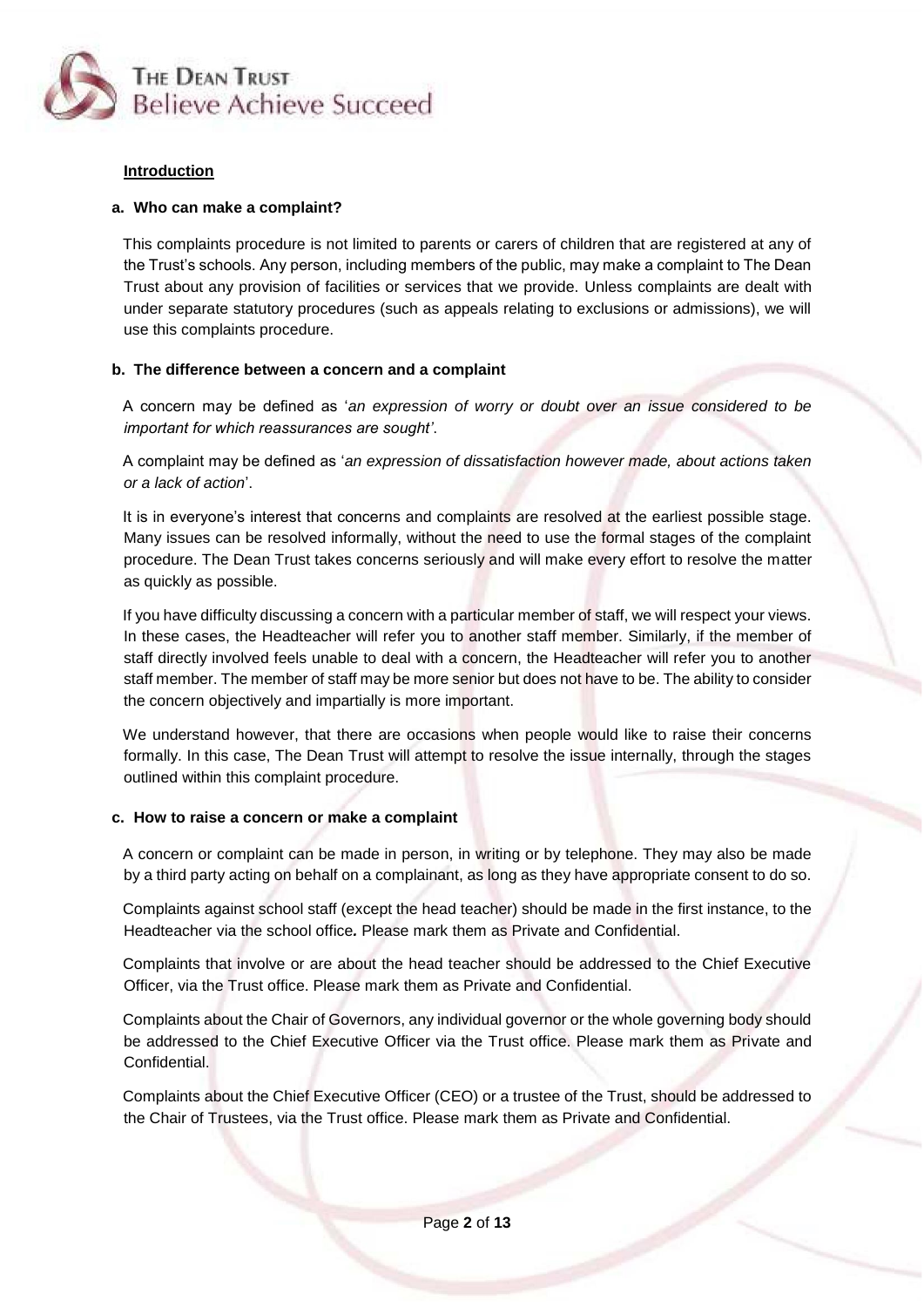## Introduction

### a. Who can make a complaint?

This complaints procedure is not limited to parents or carers of children that are registered at any of the Trust's schools. Any person, including members of the public, may make a complaint to The Dean Trust about any provision of facilities or services that we provide. Unless complaints are dealt with under separate statutory procedures (such as appeals relating to exclusions or admissions), we will use this complaints procedure.

### b. The difference between a concern and a complaint

A concern may be defined as '*an expression of worry or doubt over an issue considered to be important for which reassurances are sought'*.

A complaint may be defined as '*an expression of dissatisfaction however made, about actions taken or a lack of action*'.

It is in everyone's interest that concerns and complaints are resolved at the earliest possible stage. Many issues can be resolved informally, without the need to use the formal stages of the complaint procedure. The Dean Trust takes concerns seriously and will make every effort to resolve the matter as quickly as possible.

If you have difficulty discussing a concern with a particular member of staff, we will respect your views. In these cases, the Headteacher will refer you to another staff member. Similarly, if the member of staff directly involved feels unable to deal with a concern, the Headteacher will refer you to another staff member. The member of staff may be more senior but does not have to be. The ability to consider the concern objectively and impartially is more important.

We understand however, that there are occasions when people would like to raise their concerns formally. In this case, The Dean Trust will attempt to resolve the issue internally, through the stages outlined within this complaint procedure.

### c. How to raise a concern or make a complaint

A concern or complaint can be made in person, in writing or by telephone. They may also be made by a third party acting on behalf on a complainant, as long as they have appropriate consent to do so.

Complaints against school staff (except the head teacher) should be made in the first instance, to the Headteacher via the school office*.* Please mark them as Private and Confidential.

Complaints that involve or are about the head teacher should be addressed to the Chief Executive Officer, via the Trust office. Please mark them as Private and Confidential.

Complaints about the Chair of Governors, any individual governor or the whole governing body should be addressed to the Chief Executive Officer via the Trust office. Please mark them as Private and Confidential.

Complaints about the Chief Executive Officer (CEO) or a trustee of the Trust, should be addressed to the Chair of Trustees, via the Trust office. Please mark them as Private and Confidential.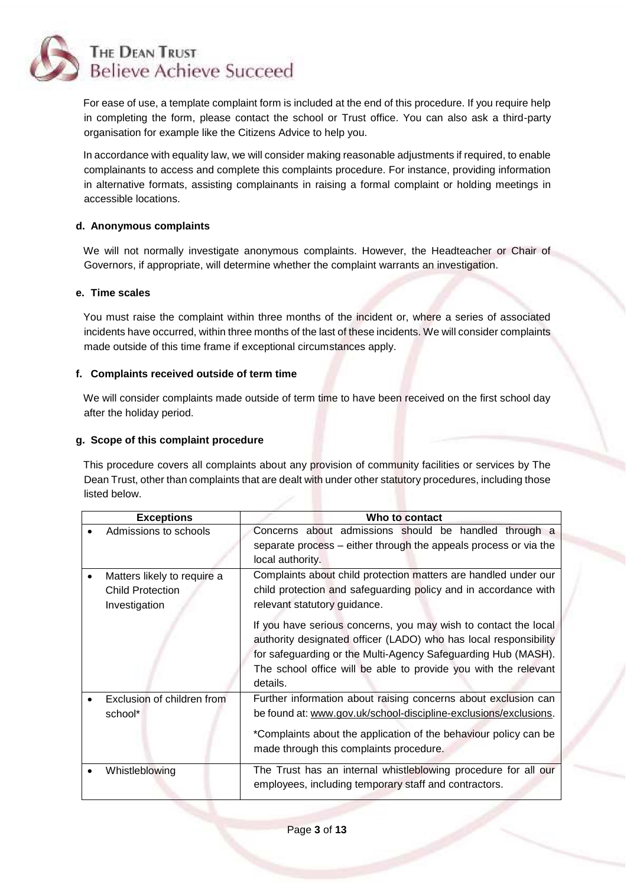For ease of use, a template complaint form is included at the end of this procedure. If you require help in completing the form, please contact the school or Trust office. You can also ask a third-party organisation for example like the Citizens Advice to help you.

In accordance with equality law, we will consider making reasonable adjustments if required, to enable complainants to access and complete this complaints procedure. For instance, providing information in alternative formats, assisting complainants in raising a formal complaint or holding meetings in accessible locations.

#### d. Anonymous complaints

We will not normally investigate anonymous complaints. However, the Headteacher or Chair of Governors, if appropriate, will determine whether the complaint warrants an investigation.

#### e. Time scales

You must raise the complaint within three months of the incident or, where a series of associated incidents have occurred, within three months of the last of these incidents. We will consider complaints made outside of this time frame if exceptional circumstances apply.

#### f. Complaints received outside of term time

We will consider complaints made outside of term time to have been received on the first school day after the holiday period.

#### g. Scope of this complaint procedure

This procedure covers all complaints about any provision of community facilities or services by The Dean Trust, other than complaints that are dealt with under other statutory procedures, including those listed below.

| Exceptions | Who to contact |
|---|---|
| • Admissions to schools | Concerns about admissions should be handled through a separate process – either through the appeals process or via the local authority. |
| • Matters likely to require a Child Protection Investigation | Complaints about child protection matters are handled under our child protection and safeguarding policy and in accordance with relevant statutory guidance.<br><br>If you have serious concerns, you may wish to contact the local authority designated officer (LADO) who has local responsibility for safeguarding or the Multi-Agency Safeguarding Hub (MASH). The school office will be able to provide you with the relevant details. |
| • Exclusion of children from school* | Further information about raising concerns about exclusion can be found at: www.gov.uk/school-discipline-exclusions/exclusions.<br><br>*Complaints about the application of the behaviour policy can be made through this complaints procedure. |
| • Whistleblowing | The Trust has an internal whistleblowing procedure for all our employees, including temporary staff and contractors. |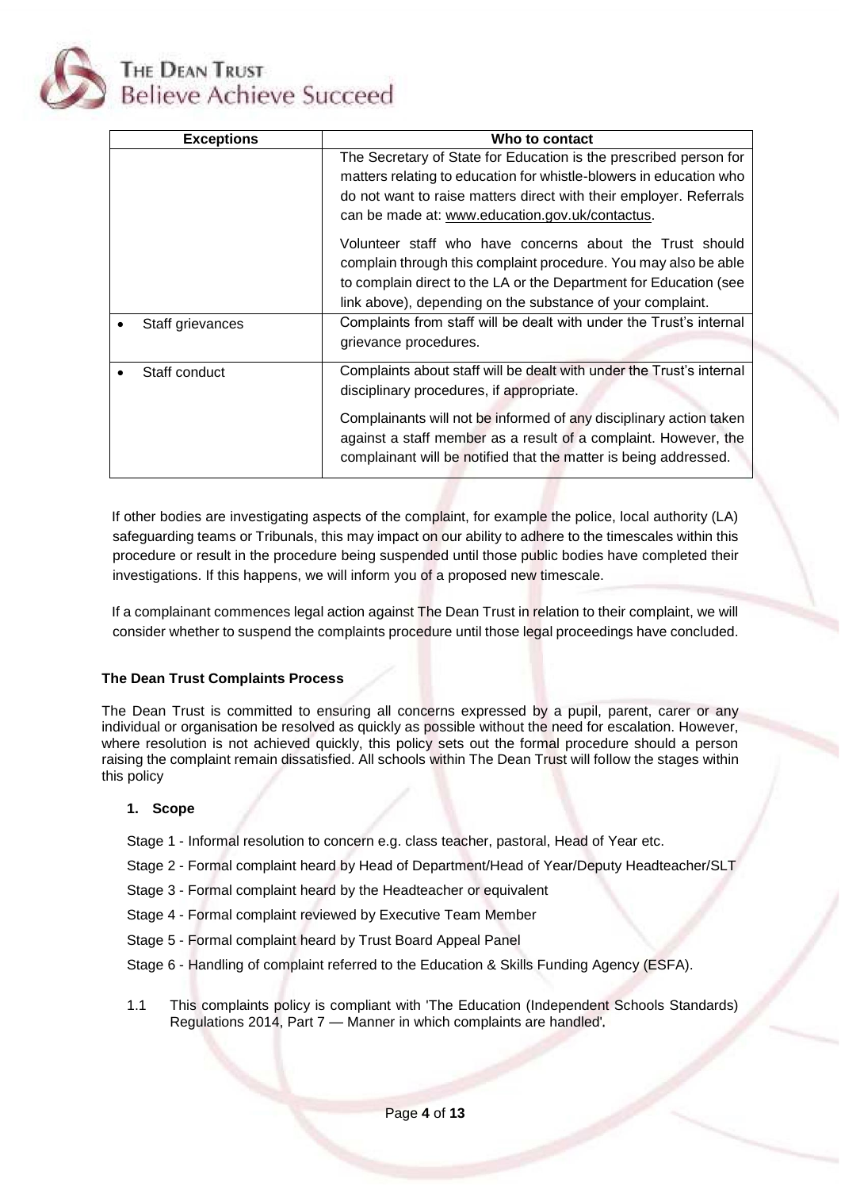| Exceptions | Who to contact |
| --- | --- |
| | The Secretary of State for Education is the prescribed person for matters relating to education for whistle-blowers in education who do not want to raise matters direct with their employer. Referrals can be made at: www.education.gov.uk/contactus. Volunteer staff who have concerns about the Trust should complain through this complaint procedure. You may also be able to complain direct to the LA or the Department for Education (see link above), depending on the substance of your complaint. |
| • Staff grievances | Complaints from staff will be dealt with under the Trust's internal grievance procedures. |
| • Staff conduct | Complaints about staff will be dealt with under the Trust's internal disciplinary procedures, if appropriate. Complainants will not be informed of any disciplinary action taken against a staff member as a result of a complaint. However, the complainant will be notified that the matter is being addressed. |

If other bodies are investigating aspects of the complaint, for example the police, local authority (LA) safeguarding teams or Tribunals, this may impact on our ability to adhere to the timescales within this procedure or result in the procedure being suspended until those public bodies have completed their investigations. If this happens, we will inform you of a proposed new timescale.

If a complainant commences legal action against The Dean Trust in relation to their complaint, we will consider whether to suspend the complaints procedure until those legal proceedings have concluded.

**The Dean Trust Complaints Process**

The Dean Trust is committed to ensuring all concerns expressed by a pupil, parent, carer or any individual or organisation be resolved as quickly as possible without the need for escalation. However, where resolution is not achieved quickly, this policy sets out the formal procedure should a person raising the complaint remain dissatisfied. All schools within The Dean Trust will follow the stages within this policy

**1. Scope**

Stage 1 - Informal resolution to concern e.g. class teacher, pastoral, Head of Year etc.

Stage 2 - Formal complaint heard by Head of Department/Head of Year/Deputy Headteacher/SLT

Stage 3 - Formal complaint heard by the Headteacher or equivalent

Stage 4 - Formal complaint reviewed by Executive Team Member

Stage 5 - Formal complaint heard by Trust Board Appeal Panel

Stage 6 - Handling of complaint referred to the Education & Skills Funding Agency (ESFA).

1.1 This complaints policy is compliant with 'The Education (Independent Schools Standards) Regulations 2014, Part 7 — Manner in which complaints are handled'.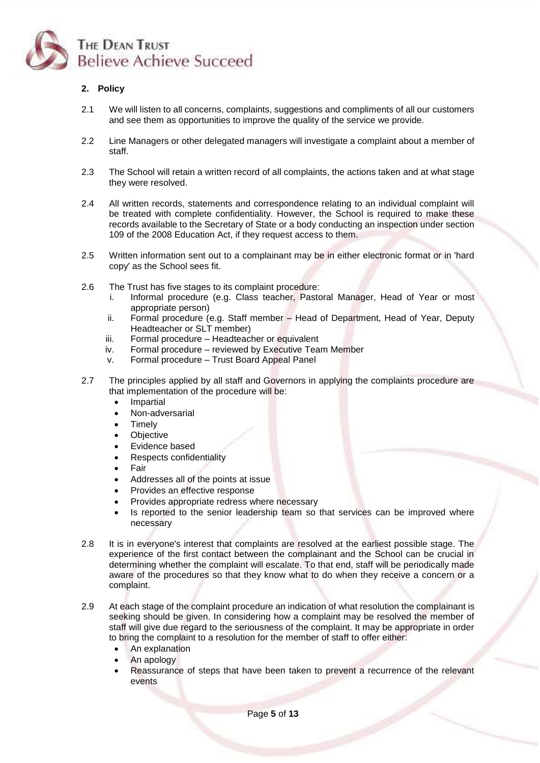## 2. Policy

2.1 We will listen to all concerns, complaints, suggestions and compliments of all our customers and see them as opportunities to improve the quality of the service we provide.

2.2 Line Managers or other delegated managers will investigate a complaint about a member of staff.

2.3 The School will retain a written record of all complaints, the actions taken and at what stage they were resolved.

2.4 All written records, statements and correspondence relating to an individual complaint will be treated with complete confidentiality. However, the School is required to make these records available to the Secretary of State or a body conducting an inspection under section 109 of the 2008 Education Act, if they request access to them.

2.5 Written information sent out to a complainant may be in either electronic format or in 'hard copy' as the School sees fit.

2.6 The Trust has five stages to its complaint procedure:

i. Informal procedure (e.g. Class teacher, Pastoral Manager, Head of Year or most appropriate person)
ii. Formal procedure (e.g. Staff member – Head of Department, Head of Year, Deputy Headteacher or SLT member)
iii. Formal procedure – Headteacher or equivalent
iv. Formal procedure – reviewed by Executive Team Member
v. Formal procedure – Trust Board Appeal Panel

2.7 The principles applied by all staff and Governors in applying the complaints procedure are that implementation of the procedure will be:

- Impartial
- Non-adversarial
- Timely
- Objective
- Evidence based
- Respects confidentiality
- Fair
- Addresses all of the points at issue
- Provides an effective response
- Provides appropriate redress where necessary
- Is reported to the senior leadership team so that services can be improved where necessary

2.8 It is in everyone's interest that complaints are resolved at the earliest possible stage. The experience of the first contact between the complainant and the School can be crucial in determining whether the complaint will escalate. To that end, staff will be periodically made aware of the procedures so that they know what to do when they receive a concern or a complaint.

2.9 At each stage of the complaint procedure an indication of what resolution the complainant is seeking should be given. In considering how a complaint may be resolved the member of staff will give due regard to the seriousness of the complaint. It may be appropriate in order to bring the complaint to a resolution for the member of staff to offer either:

- An explanation
- An apology
- Reassurance of steps that have been taken to prevent a recurrence of the relevant events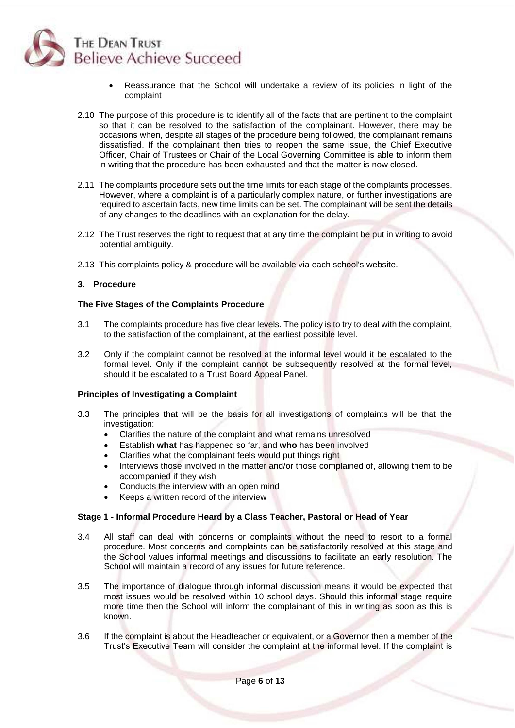- Reassurance that the School will undertake a review of its policies in light of the complaint

2.10 The purpose of this procedure is to identify all of the facts that are pertinent to the complaint so that it can be resolved to the satisfaction of the complainant. However, there may be occasions when, despite all stages of the procedure being followed, the complainant remains dissatisfied. If the complainant then tries to reopen the same issue, the Chief Executive Officer, Chair of Trustees or Chair of the Local Governing Committee is able to inform them in writing that the procedure has been exhausted and that the matter is now closed.

2.11 The complaints procedure sets out the time limits for each stage of the complaints processes. However, where a complaint is of a particularly complex nature, or further investigations are required to ascertain facts, new time limits can be set. The complainant will be sent the details of any changes to the deadlines with an explanation for the delay.

2.12 The Trust reserves the right to request that at any time the complaint be put in writing to avoid potential ambiguity.

2.13 This complaints policy & procedure will be available via each school's website.

## 3. Procedure

### The Five Stages of the Complaints Procedure

3.1 The complaints procedure has five clear levels. The policy is to try to deal with the complaint, to the satisfaction of the complainant, at the earliest possible level.

3.2 Only if the complaint cannot be resolved at the informal level would it be escalated to the formal level. Only if the complaint cannot be subsequently resolved at the formal level, should it be escalated to a Trust Board Appeal Panel.

### Principles of Investigating a Complaint

3.3 The principles that will be the basis for all investigations of complaints will be that the investigation:

- Clarifies the nature of the complaint and what remains unresolved
- Establish **what** has happened so far, and **who** has been involved
- Clarifies what the complainant feels would put things right
- Interviews those involved in the matter and/or those complained of, allowing them to be accompanied if they wish
- Conducts the interview with an open mind
- Keeps a written record of the interview

### Stage 1 - Informal Procedure Heard by a Class Teacher, Pastoral or Head of Year

3.4 All staff can deal with concerns or complaints without the need to resort to a formal procedure. Most concerns and complaints can be satisfactorily resolved at this stage and the School values informal meetings and discussions to facilitate an early resolution. The School will maintain a record of any issues for future reference.

3.5 The importance of dialogue through informal discussion means it would be expected that most issues would be resolved within 10 school days. Should this informal stage require more time then the School will inform the complainant of this in writing as soon as this is known.

3.6 If the complaint is about the Headteacher or equivalent, or a Governor then a member of the Trust's Executive Team will consider the complaint at the informal level. If the complaint is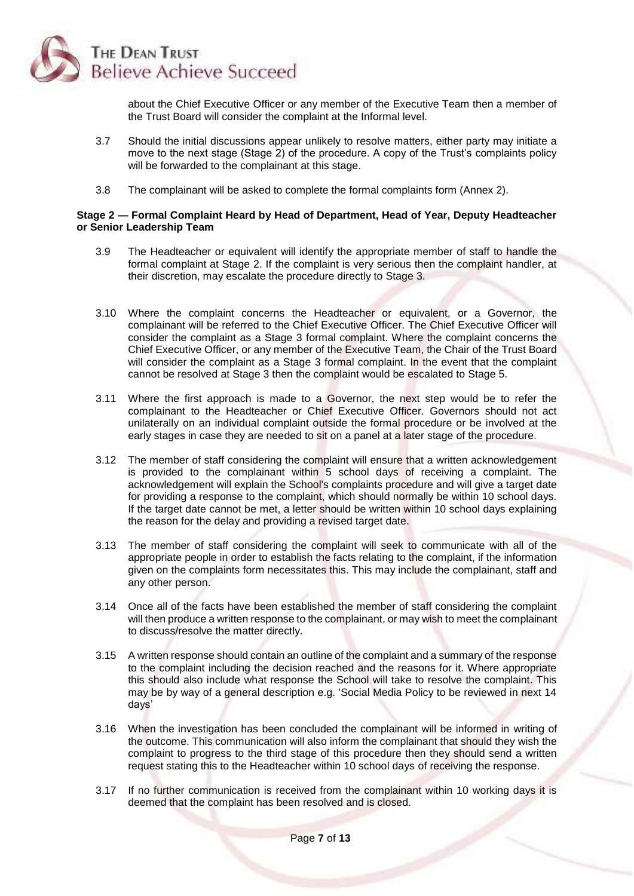about the Chief Executive Officer or any member of the Executive Team then a member of the Trust Board will consider the complaint at the Informal level.

3.7 Should the initial discussions appear unlikely to resolve matters, either party may initiate a move to the next stage (Stage 2) of the procedure. A copy of the Trust's complaints policy will be forwarded to the complainant at this stage.

3.8 The complainant will be asked to complete the formal complaints form (Annex 2).

**Stage 2 — Formal Complaint Heard by Head of Department, Head of Year, Deputy Headteacher or Senior Leadership Team**

3.9 The Headteacher or equivalent will identify the appropriate member of staff to handle the formal complaint at Stage 2. If the complaint is very serious then the complaint handler, at their discretion, may escalate the procedure directly to Stage 3.

3.10 Where the complaint concerns the Headteacher or equivalent, or a Governor, the complainant will be referred to the Chief Executive Officer. The Chief Executive Officer will consider the complaint as a Stage 3 formal complaint. Where the complaint concerns the Chief Executive Officer, or any member of the Executive Team, the Chair of the Trust Board will consider the complaint as a Stage 3 formal complaint. In the event that the complaint cannot be resolved at Stage 3 then the complaint would be escalated to Stage 5.

3.11 Where the first approach is made to a Governor, the next step would be to refer the complainant to the Headteacher or Chief Executive Officer. Governors should not act unilaterally on an individual complaint outside the formal procedure or be involved at the early stages in case they are needed to sit on a panel at a later stage of the procedure.

3.12 The member of staff considering the complaint will ensure that a written acknowledgement is provided to the complainant within 5 school days of receiving a complaint. The acknowledgement will explain the School's complaints procedure and will give a target date for providing a response to the complaint, which should normally be within 10 school days. If the target date cannot be met, a letter should be written within 10 school days explaining the reason for the delay and providing a revised target date.

3.13 The member of staff considering the complaint will seek to communicate with all of the appropriate people in order to establish the facts relating to the complaint, if the information given on the complaints form necessitates this. This may include the complainant, staff and any other person.

3.14 Once all of the facts have been established the member of staff considering the complaint will then produce a written response to the complainant, or may wish to meet the complainant to discuss/resolve the matter directly.

3.15 A written response should contain an outline of the complaint and a summary of the response to the complaint including the decision reached and the reasons for it. Where appropriate this should also include what response the School will take to resolve the complaint. This may be by way of a general description e.g. 'Social Media Policy to be reviewed in next 14 days'

3.16 When the investigation has been concluded the complainant will be informed in writing of the outcome. This communication will also inform the complainant that should they wish the complaint to progress to the third stage of this procedure then they should send a written request stating this to the Headteacher within 10 school days of receiving the response.

3.17 If no further communication is received from the complainant within 10 working days it is deemed that the complaint has been resolved and is closed.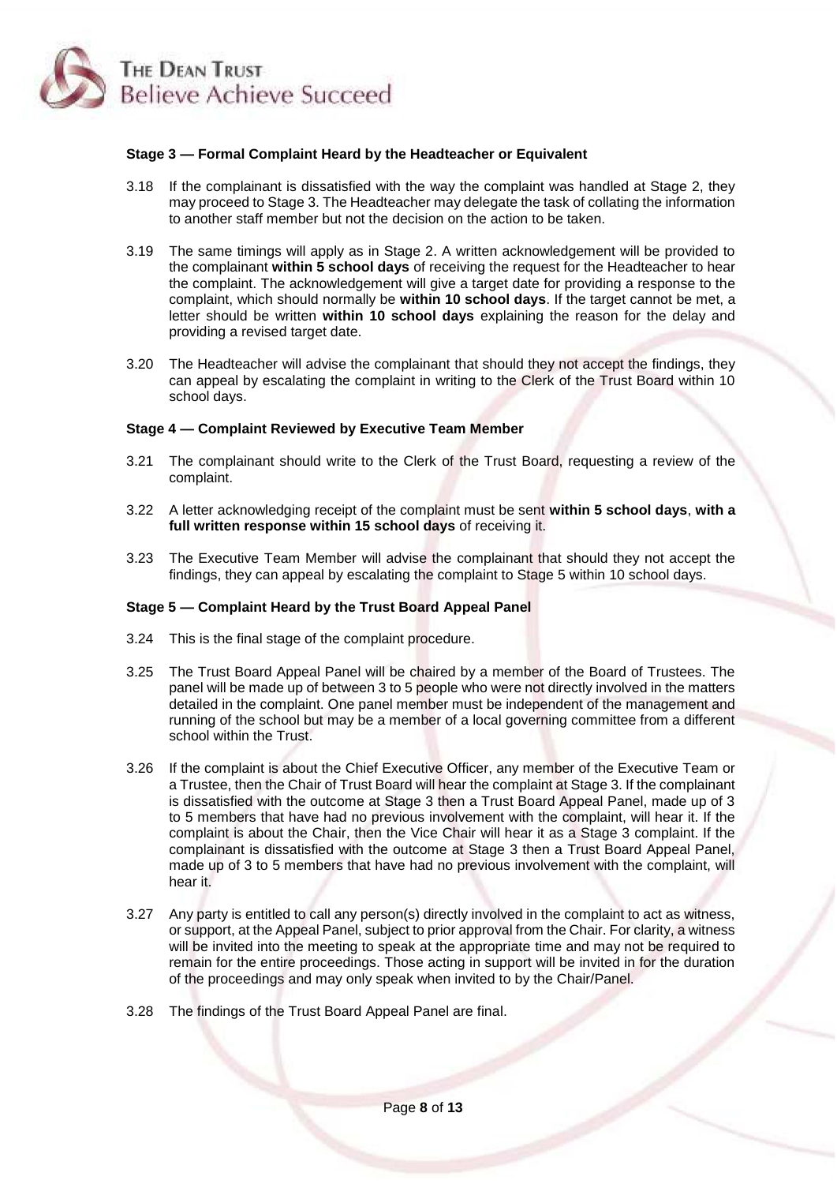#### Stage 3 — Formal Complaint Heard by the Headteacher or Equivalent

3.18 If the complainant is dissatisfied with the way the complaint was handled at Stage 2, they may proceed to Stage 3. The Headteacher may delegate the task of collating the information to another staff member but not the decision on the action to be taken.

3.19 The same timings will apply as in Stage 2. A written acknowledgement will be provided to the complainant **within 5 school days** of receiving the request for the Headteacher to hear the complaint. The acknowledgement will give a target date for providing a response to the complaint, which should normally be **within 10 school days**. If the target cannot be met, a letter should be written **within 10 school days** explaining the reason for the delay and providing a revised target date.

3.20 The Headteacher will advise the complainant that should they not accept the findings, they can appeal by escalating the complaint in writing to the Clerk of the Trust Board within 10 school days.

#### Stage 4 — Complaint Reviewed by Executive Team Member

3.21 The complainant should write to the Clerk of the Trust Board, requesting a review of the complaint.

3.22 A letter acknowledging receipt of the complaint must be sent **within 5 school days**, **with a full written response within 15 school days** of receiving it.

3.23 The Executive Team Member will advise the complainant that should they not accept the findings, they can appeal by escalating the complaint to Stage 5 within 10 school days.

#### Stage 5 — Complaint Heard by the Trust Board Appeal Panel

3.24 This is the final stage of the complaint procedure.

3.25 The Trust Board Appeal Panel will be chaired by a member of the Board of Trustees. The panel will be made up of between 3 to 5 people who were not directly involved in the matters detailed in the complaint. One panel member must be independent of the management and running of the school but may be a member of a local governing committee from a different school within the Trust.

3.26 If the complaint is about the Chief Executive Officer, any member of the Executive Team or a Trustee, then the Chair of Trust Board will hear the complaint at Stage 3. If the complainant is dissatisfied with the outcome at Stage 3 then a Trust Board Appeal Panel, made up of 3 to 5 members that have had no previous involvement with the complaint, will hear it. If the complaint is about the Chair, then the Vice Chair will hear it as a Stage 3 complaint. If the complainant is dissatisfied with the outcome at Stage 3 then a Trust Board Appeal Panel, made up of 3 to 5 members that have had no previous involvement with the complaint, will hear it.

3.27 Any party is entitled to call any person(s) directly involved in the complaint to act as witness, or support, at the Appeal Panel, subject to prior approval from the Chair. For clarity, a witness will be invited into the meeting to speak at the appropriate time and may not be required to remain for the entire proceedings. Those acting in support will be invited in for the duration of the proceedings and may only speak when invited to by the Chair/Panel.

3.28 The findings of the Trust Board Appeal Panel are final.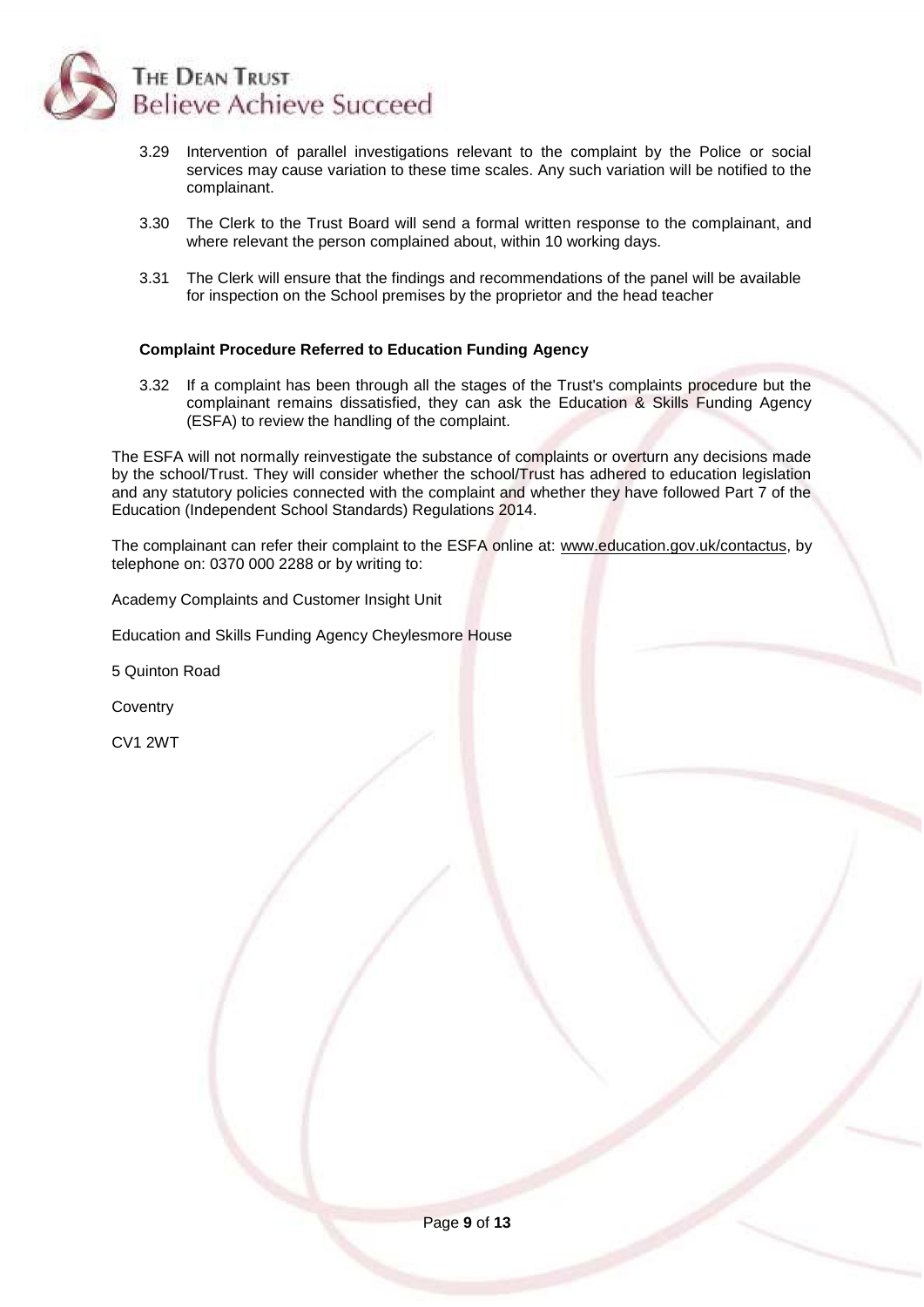3.29 Intervention of parallel investigations relevant to the complaint by the Police or social services may cause variation to these time scales. Any such variation will be notified to the complainant.

3.30 The Clerk to the Trust Board will send a formal written response to the complainant, and where relevant the person complained about, within 10 working days.

3.31 The Clerk will ensure that the findings and recommendations of the panel will be available for inspection on the School premises by the proprietor and the head teacher

**Complaint Procedure Referred to Education Funding Agency**

3.32 If a complaint has been through all the stages of the Trust's complaints procedure but the complainant remains dissatisfied, they can ask the Education & Skills Funding Agency (ESFA) to review the handling of the complaint.

The ESFA will not normally reinvestigate the substance of complaints or overturn any decisions made by the school/Trust. They will consider whether the school/Trust has adhered to education legislation and any statutory policies connected with the complaint and whether they have followed Part 7 of the Education (Independent School Standards) Regulations 2014.

The complainant can refer their complaint to the ESFA online at: www.education.gov.uk/contactus, by telephone on: 0370 000 2288 or by writing to:

Academy Complaints and Customer Insight Unit

Education and Skills Funding Agency Cheylesmore House

5 Quinton Road

Coventry

CV1 2WT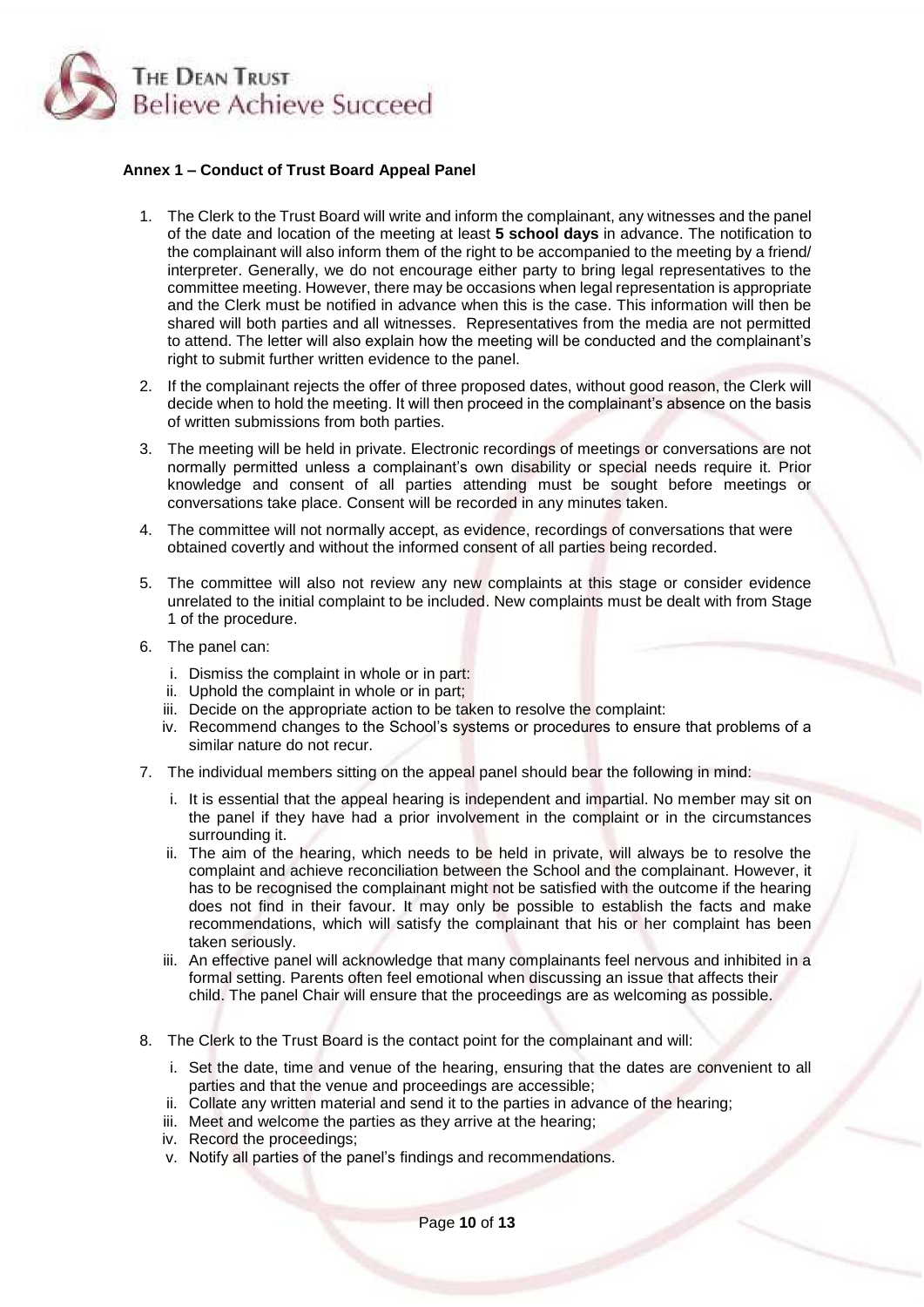**Annex 1 – Conduct of Trust Board Appeal Panel**

1. The Clerk to the Trust Board will write and inform the complainant, any witnesses and the panel of the date and location of the meeting at least **5 school days** in advance. The notification to the complainant will also inform them of the right to be accompanied to the meeting by a friend/ interpreter. Generally, we do not encourage either party to bring legal representatives to the committee meeting. However, there may be occasions when legal representation is appropriate and the Clerk must be notified in advance when this is the case. This information will then be shared will both parties and all witnesses. Representatives from the media are not permitted to attend. The letter will also explain how the meeting will be conducted and the complainant's right to submit further written evidence to the panel.

2. If the complainant rejects the offer of three proposed dates, without good reason, the Clerk will decide when to hold the meeting. It will then proceed in the complainant's absence on the basis of written submissions from both parties.

3. The meeting will be held in private. Electronic recordings of meetings or conversations are not normally permitted unless a complainant's own disability or special needs require it. Prior knowledge and consent of all parties attending must be sought before meetings or conversations take place. Consent will be recorded in any minutes taken.

4. The committee will not normally accept, as evidence, recordings of conversations that were obtained covertly and without the informed consent of all parties being recorded.

5. The committee will also not review any new complaints at this stage or consider evidence unrelated to the initial complaint to be included. New complaints must be dealt with from Stage 1 of the procedure.

6. The panel can:
   - i. Dismiss the complaint in whole or in part:
   - ii. Uphold the complaint in whole or in part;
   - iii. Decide on the appropriate action to be taken to resolve the complaint:
   - iv. Recommend changes to the School's systems or procedures to ensure that problems of a similar nature do not recur.

7. The individual members sitting on the appeal panel should bear the following in mind:
   - i. It is essential that the appeal hearing is independent and impartial. No member may sit on the panel if they have had a prior involvement in the complaint or in the circumstances surrounding it.
   - ii. The aim of the hearing, which needs to be held in private, will always be to resolve the complaint and achieve reconciliation between the School and the complainant. However, it has to be recognised the complainant might not be satisfied with the outcome if the hearing does not find in their favour. It may only be possible to establish the facts and make recommendations, which will satisfy the complainant that his or her complaint has been taken seriously.
   - iii. An effective panel will acknowledge that many complainants feel nervous and inhibited in a formal setting. Parents often feel emotional when discussing an issue that affects their child. The panel Chair will ensure that the proceedings are as welcoming as possible.

8. The Clerk to the Trust Board is the contact point for the complainant and will:
   - i. Set the date, time and venue of the hearing, ensuring that the dates are convenient to all parties and that the venue and proceedings are accessible;
   - ii. Collate any written material and send it to the parties in advance of the hearing;
   - iii. Meet and welcome the parties as they arrive at the hearing;
   - iv. Record the proceedings;
   - v. Notify all parties of the panel's findings and recommendations.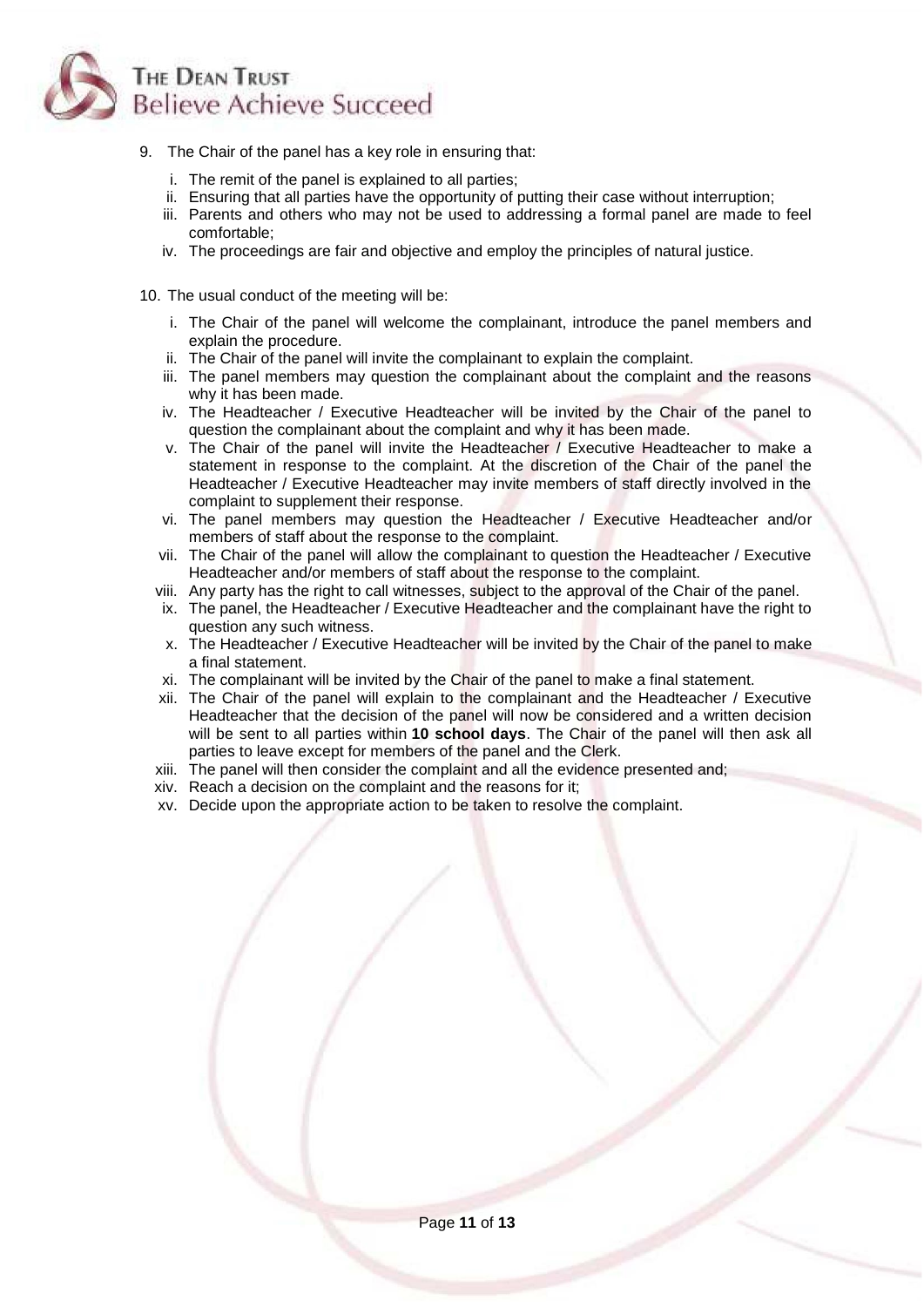9. The Chair of the panel has a key role in ensuring that:

   i. The remit of the panel is explained to all parties;
   ii. Ensuring that all parties have the opportunity of putting their case without interruption;
   iii. Parents and others who may not be used to addressing a formal panel are made to feel comfortable;
   iv. The proceedings are fair and objective and employ the principles of natural justice.

10. The usual conduct of the meeting will be:

    i. The Chair of the panel will welcome the complainant, introduce the panel members and explain the procedure.
    ii. The Chair of the panel will invite the complainant to explain the complaint.
    iii. The panel members may question the complainant about the complaint and the reasons why it has been made.
    iv. The Headteacher / Executive Headteacher will be invited by the Chair of the panel to question the complainant about the complaint and why it has been made.
    v. The Chair of the panel will invite the Headteacher / Executive Headteacher to make a statement in response to the complaint. At the discretion of the Chair of the panel the Headteacher / Executive Headteacher may invite members of staff directly involved in the complaint to supplement their response.
    vi. The panel members may question the Headteacher / Executive Headteacher and/or members of staff about the response to the complaint.
    vii. The Chair of the panel will allow the complainant to question the Headteacher / Executive Headteacher and/or members of staff about the response to the complaint.
    viii. Any party has the right to call witnesses, subject to the approval of the Chair of the panel.
    ix. The panel, the Headteacher / Executive Headteacher and the complainant have the right to question any such witness.
    x. The Headteacher / Executive Headteacher will be invited by the Chair of the panel to make a final statement.
    xi. The complainant will be invited by the Chair of the panel to make a final statement.
    xii. The Chair of the panel will explain to the complainant and the Headteacher / Executive Headteacher that the decision of the panel will now be considered and a written decision will be sent to all parties within **10 school days**. The Chair of the panel will then ask all parties to leave except for members of the panel and the Clerk.
    xiii. The panel will then consider the complaint and all the evidence presented and;
    xiv. Reach a decision on the complaint and the reasons for it;
    xv. Decide upon the appropriate action to be taken to resolve the complaint.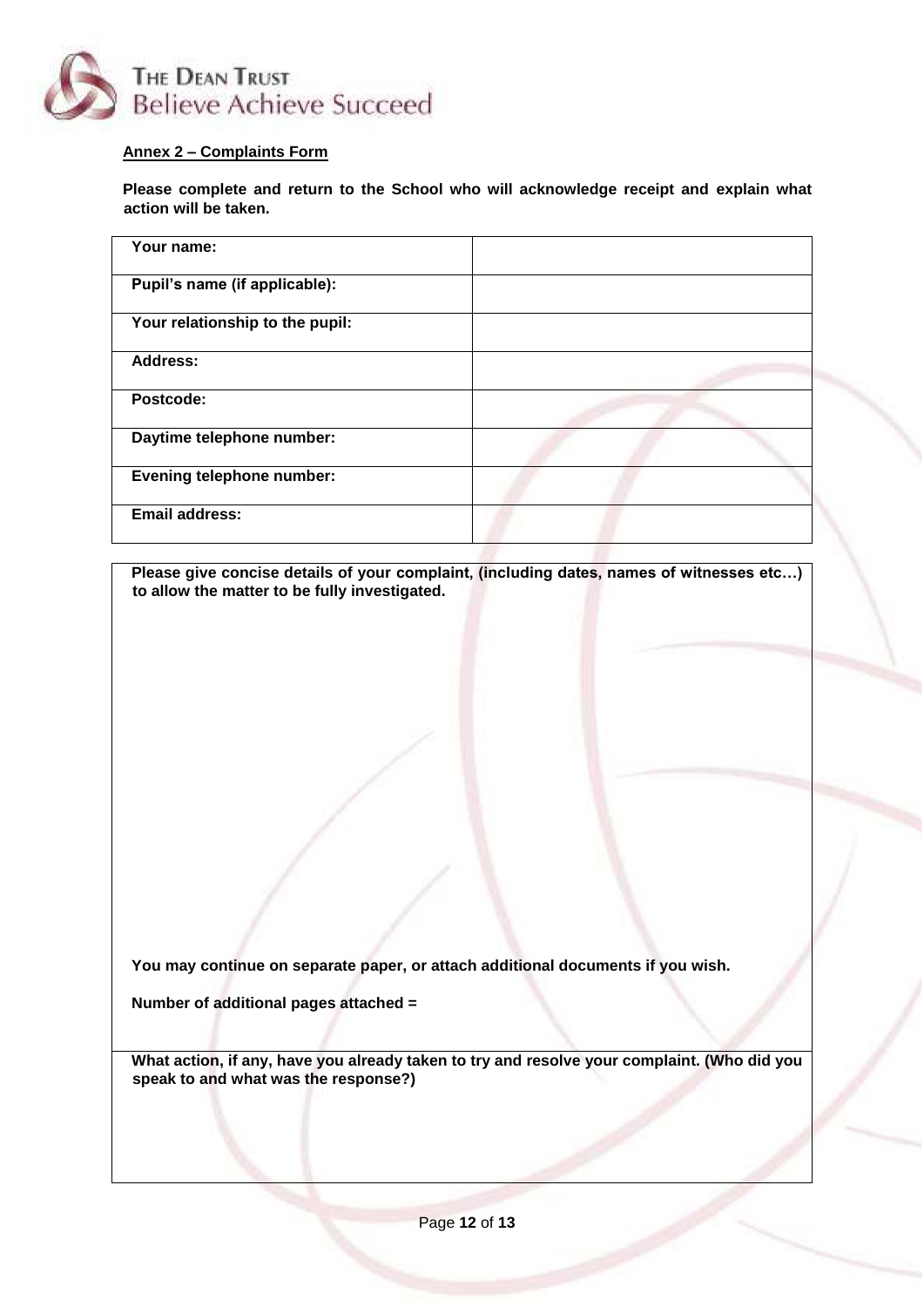THE DEAN TRUST
Believe Achieve Succeed

**Annex 2 – Complaints Form**

**Please complete and return to the School who will acknowledge receipt and explain what action will be taken.**

| | |
|---|---|
| **Your name:** | |
| **Pupil's name (if applicable):** | |
| **Your relationship to the pupil:** | |
| **Address:** | |
| **Postcode:** | |
| **Daytime telephone number:** | |
| **Evening telephone number:** | |
| **Email address:** | |

**Please give concise details of your complaint, (including dates, names of witnesses etc…) to allow the matter to be fully investigated.**

**You may continue on separate paper, or attach additional documents if you wish.**

**Number of additional pages attached =**

**What action, if any, have you already taken to try and resolve your complaint. (Who did you speak to and what was the response?)**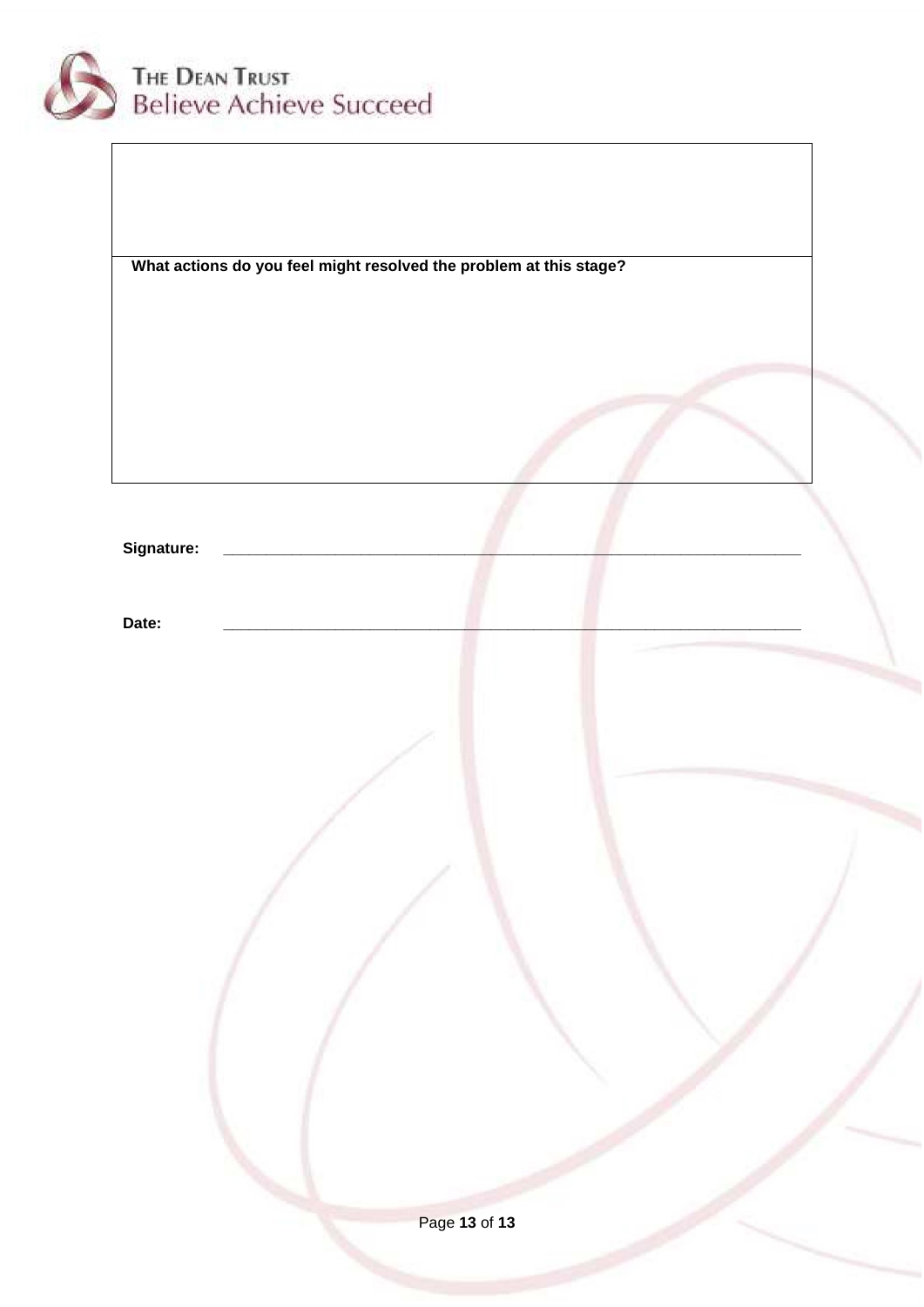**What actions do you feel might resolved the problem at this stage?**

**Signature:** ___________________________________________________________________

**Date:** ___________________________________________________________________